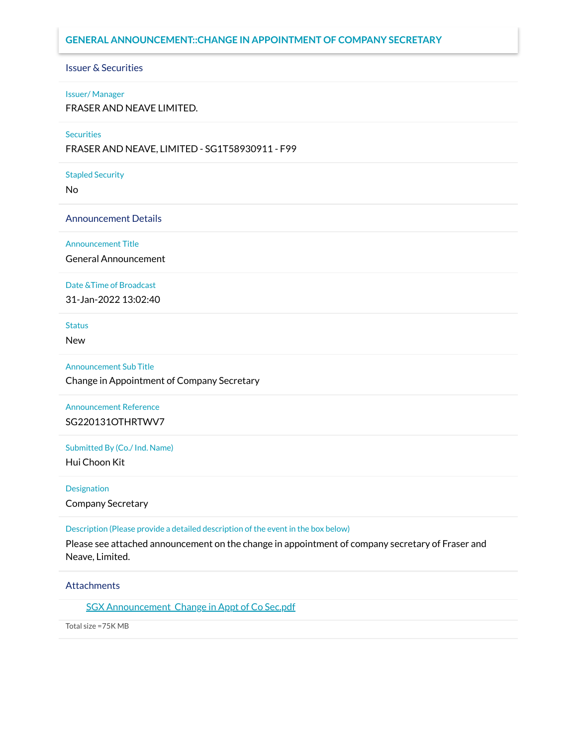# GENERAL ANNOUNCEMENT::CHANGE IN APPOINTMENT OF COMPANY SECRETARY

## Issuer & Securities

**Issuer/ Manager**

FRASER AND NEAVE LIMITED.

**Securities**

FRASER AND NEAVE, LIMITED - SG1T58930911 - F99

**Stapled Security**

No

## Announcement Details

**Announcement Title**

General Announcement

**Date &Time of Broadcast**

31-Jan-2022 13:02:40

**Status**

New

**Announcement Sub Title**

Change in Appointment of Company Secretary

**Announcement Reference**

SG220131OTHRTWV7

**Submitted By (Co./ Ind. Name)**

Hui Choon Kit

**Designation**

Company Secretary

**Description (Please provide a detailed description of the event in the box below)**

Please see attached announcement on the change in appointment of company secretary of Fraser and Neave, Limited.

## Attachments

SGX Announcement_Change in Appt of Co Sec.pdf

Total size =75K MB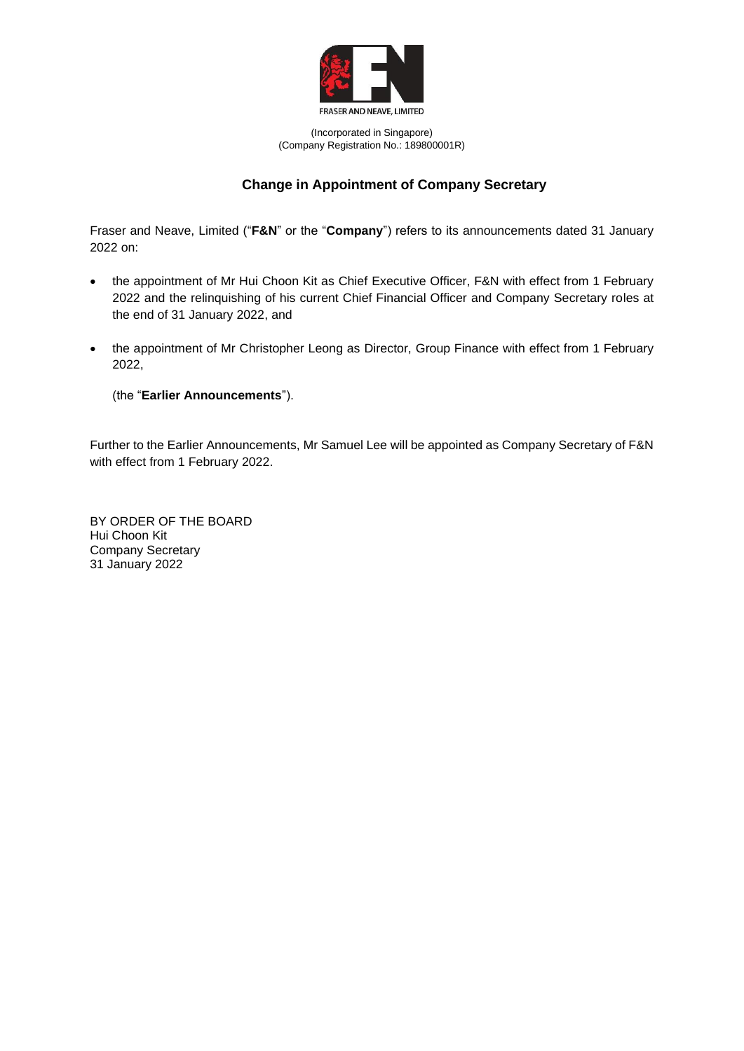FRASER AND NEAVE, LIMITED

(Incorporated in Singapore)
(Company Registration No.: 189800001R)

## Change in Appointment of Company Secretary

Fraser and Neave, Limited ("**F&N**" or the "**Company**") refers to its announcements dated 31 January 2022 on:

- the appointment of Mr Hui Choon Kit as Chief Executive Officer, F&N with effect from 1 February 2022 and the relinquishing of his current Chief Financial Officer and Company Secretary roles at the end of 31 January 2022, and
- the appointment of Mr Christopher Leong as Director, Group Finance with effect from 1 February 2022,

  (the "**Earlier Announcements**").

Further to the Earlier Announcements, Mr Samuel Lee will be appointed as Company Secretary of F&N with effect from 1 February 2022.

BY ORDER OF THE BOARD
Hui Choon Kit
Company Secretary
31 January 2022